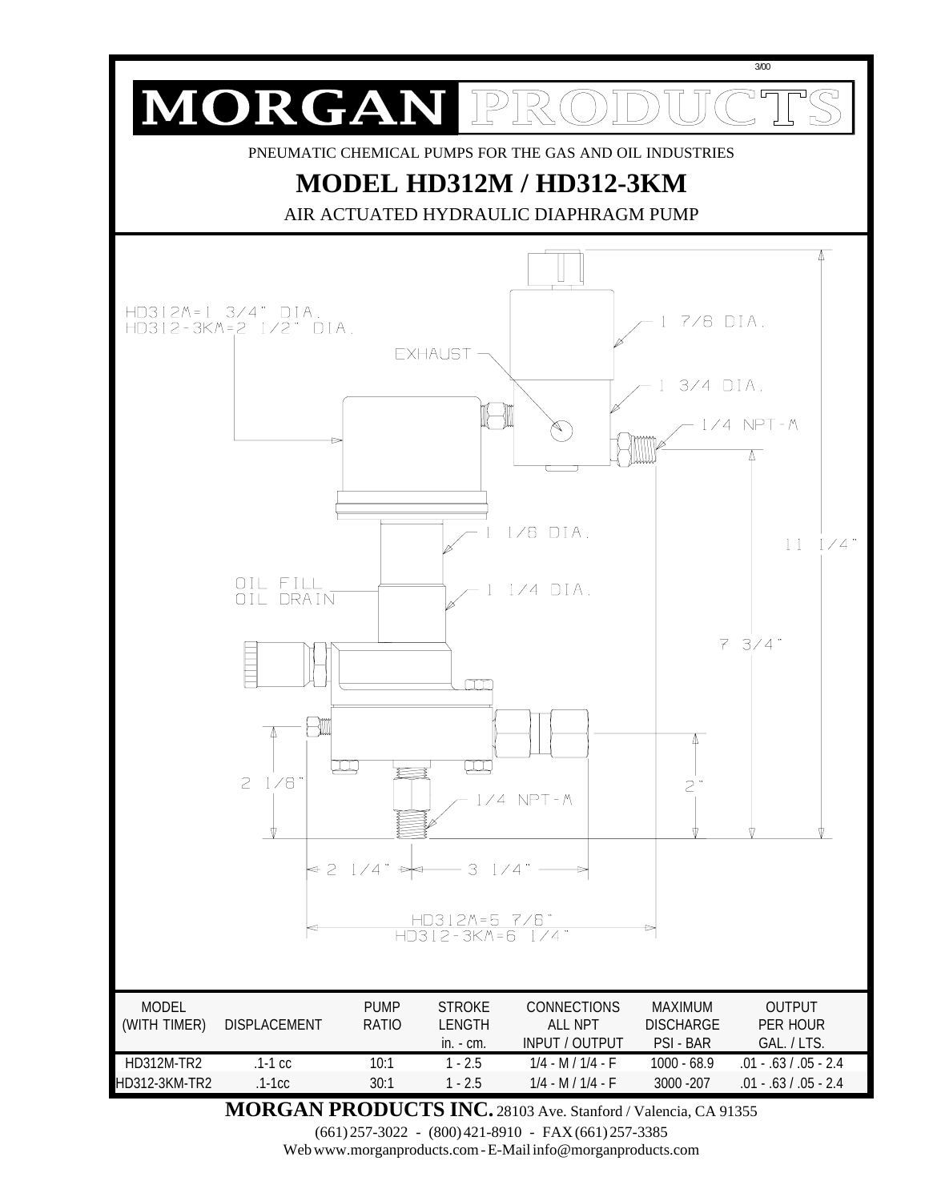3/00

# MORGAN PRODUCTS

PNEUMATIC CHEMICAL PUMPS FOR THE GAS AND OIL INDUSTRIES

## MODEL HD312M / HD312-3KM

AIR ACTUATED HYDRAULIC DIAPHRAGM PUMP

HD312M=1 3/4" DIA.
HD312-3KM=2 1/2" DIA.

1 7/8 DIA.

EXHAUST

1 3/4 DIA.

1/4 NPT-M

1 1/8 DIA.

11 1/4"

OIL FILL
OIL DRAIN

1 1/4 DIA.

7 3/4"

2 1/8"

2"

1/4 NPT-M

2 1/4"

3 1/4"

HD312M=5 7/8"
HD312-3KM=6 1/4"

| MODEL (WITH TIMER) | DISPLACEMENT | PUMP RATIO | STROKE LENGTH in. - cm. | CONNECTIONS ALL NPT INPUT / OUTPUT | MAXIMUM DISCHARGE PSI - BAR | OUTPUT PER HOUR GAL. / LTS. |
|---|---|---|---|---|---|---|
| HD312M-TR2 | .1-1 cc | 10:1 | 1 - 2.5 | 1/4 - M / 1/4 - F | 1000 - 68.9 | .01 - .63 / .05 - 2.4 |
| HD312-3KM-TR2 | .1-1cc | 30:1 | 1 - 2.5 | 1/4 - M / 1/4 - F | 3000 -207 | .01 - .63 / .05 - 2.4 |

**MORGAN PRODUCTS INC.** 28103 Ave. Stanford / Valencia, CA 91355

(661) 257-3022 - (800) 421-8910 - FAX (661) 257-3385

Web www.morganproducts.com - E-Mail info@morganproducts.com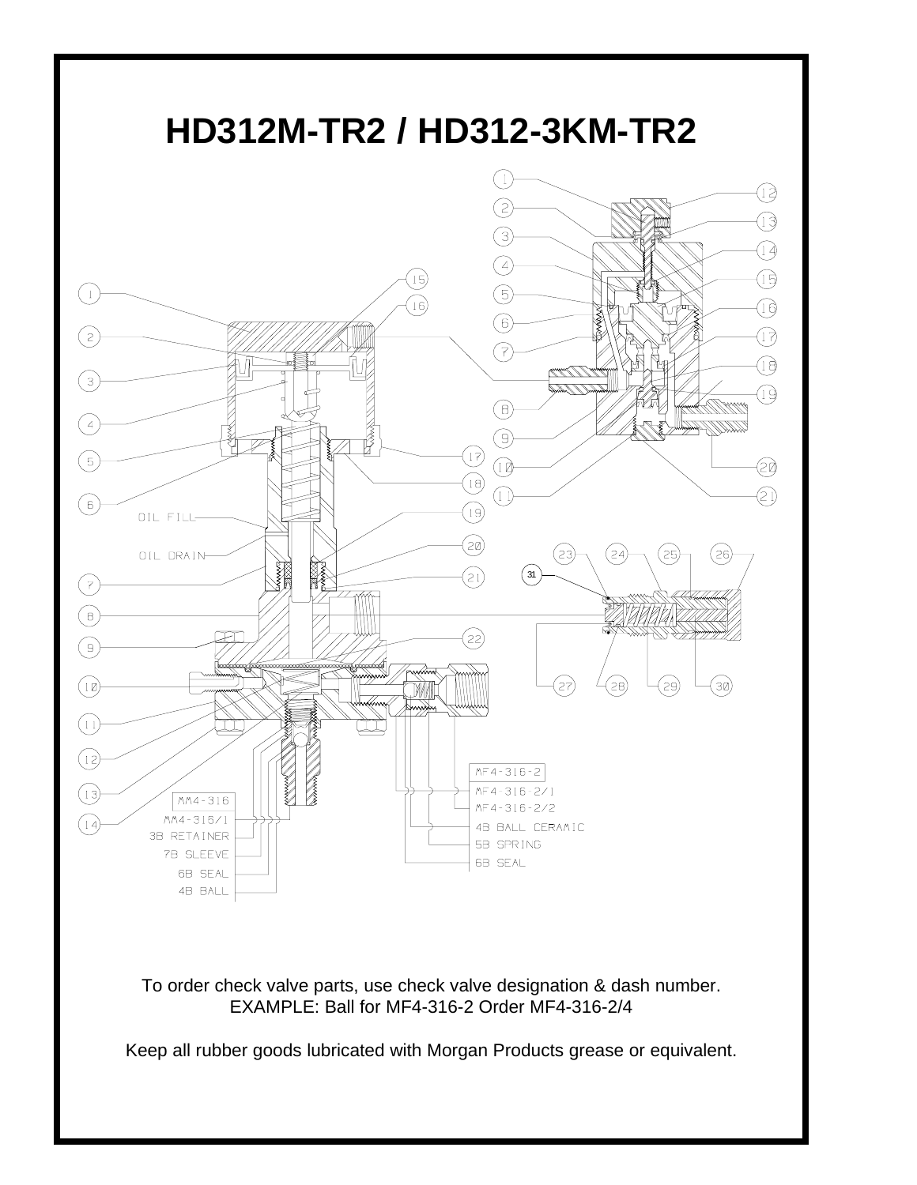# HD312M-TR2 / HD312-3KM-TR2

OIL FILL

OIL DRAIN

MM4-316

MM4-316/1

3B RETAINER

7B SLEEVE

6B SEAL

4B BALL

MF4-316-2

MF4-316-2/1

MF4-316-2/2

4B BALL CERAMIC

5B SPRING

6B SEAL

To order check valve parts, use check valve designation & dash number.
EXAMPLE: Ball for MF4-316-2 Order MF4-316-2/4

Keep all rubber goods lubricated with Morgan Products grease or equivalent.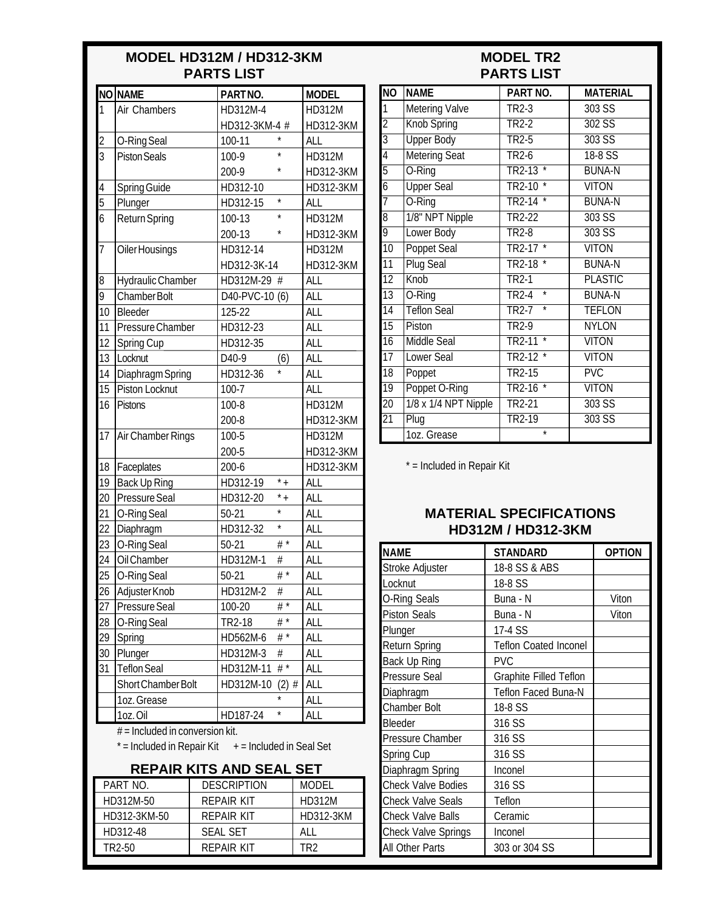## MODEL HD312M / HD312-3KM PARTS LIST

| NO | NAME | PART NO. | MODEL |
|---|---|---|---|
| 1 | Air Chambers | HD312M-4 | HD312M |
| | | HD312-3KM-4 # | HD312-3KM |
| 2 | O-Ring Seal | 100-11 * | ALL |
| 3 | Piston Seals | 100-9 * | HD312M |
| | | 200-9 * | HD312-3KM |
| 4 | Spring Guide | HD312-10 | HD312-3KM |
| 5 | Plunger | HD312-15 * | ALL |
| 6 | Return Spring | 100-13 * | HD312M |
| | | 200-13 * | HD312-3KM |
| 7 | Oiler Housings | HD312-14 | HD312M |
| | | HD312-3K-14 | HD312-3KM |
| 8 | Hydraulic Chamber | HD312M-29 # | ALL |
| 9 | Chamber Bolt | D40-PVC-10 (6) | ALL |
| 10 | Bleeder | 125-22 | ALL |
| 11 | Pressure Chamber | HD312-23 | ALL |
| 12 | Spring Cup | HD312-35 | ALL |
| 13 | Locknut | D40-9 (6) | ALL |
| 14 | Diaphragm Spring | HD312-36 * | ALL |
| 15 | Piston Locknut | 100-7 | ALL |
| 16 | Pistons | 100-8 | HD312M |
| | | 200-8 | HD312-3KM |
| 17 | Air Chamber Rings | 100-5 | HD312M |
| | | 200-5 | HD312-3KM |
| 18 | Faceplates | 200-6 | HD312-3KM |
| 19 | Back Up Ring | HD312-19 *+ | ALL |
| 20 | Pressure Seal | HD312-20 *+ | ALL |
| 21 | O-Ring Seal | 50-21 * | ALL |
| 22 | Diaphragm | HD312-32 * | ALL |
| 23 | O-Ring Seal | 50-21 # * | ALL |
| 24 | Oil Chamber | HD312M-1 # | ALL |
| 25 | O-Ring Seal | 50-21 # * | ALL |
| 26 | Adjuster Knob | HD312M-2 # | ALL |
| 27 | Pressure Seal | 100-20 # * | ALL |
| 28 | O-Ring Seal | TR2-18 # * | ALL |
| 29 | Spring | HD562M-6 # * | ALL |
| 30 | Plunger | HD312M-3 # | ALL |
| 31 | Teflon Seal | HD312M-11 # * | ALL |
| | Short Chamber Bolt | HD312M-10 (2) # | ALL |
| | 1oz. Grease | * | ALL |
| | 1oz. Oil | HD187-24 * | ALL |

# = Included in conversion kit.

* = Included in Repair Kit  + = Included in Seal Set

## REPAIR KITS AND SEAL SET

| PART NO. | DESCRIPTION | MODEL |
|---|---|---|
| HD312M-50 | REPAIR KIT | HD312M |
| HD312-3KM-50 | REPAIR KIT | HD312-3KM |
| HD312-48 | SEAL SET | ALL |
| TR2-50 | REPAIR KIT | TR2 |

## MODEL TR2 PARTS LIST

| NO | NAME | PART NO. | MATERIAL |
|---|---|---|---|
| 1 | Metering Valve | TR2-3 | 303 SS |
| 2 | Knob Spring | TR2-2 | 302 SS |
| 3 | Upper Body | TR2-5 | 303 SS |
| 4 | Metering Seat | TR2-6 | 18-8 SS |
| 5 | O-Ring | TR2-13 * | BUNA-N |
| 6 | Upper Seal | TR2-10 * | VITON |
| 7 | O-Ring | TR2-14 * | BUNA-N |
| 8 | 1/8" NPT Nipple | TR2-22 | 303 SS |
| 9 | Lower Body | TR2-8 | 303 SS |
| 10 | Poppet Seal | TR2-17 * | VITON |
| 11 | Plug Seal | TR2-18 * | BUNA-N |
| 12 | Knob | TR2-1 | PLASTIC |
| 13 | O-Ring | TR2-4 * | BUNA-N |
| 14 | Teflon Seal | TR2-7 * | TEFLON |
| 15 | Piston | TR2-9 | NYLON |
| 16 | Middle Seal | TR2-11 * | VITON |
| 17 | Lower Seal | TR2-12 * | VITON |
| 18 | Poppet | TR2-15 | PVC |
| 19 | Poppet O-Ring | TR2-16 * | VITON |
| 20 | 1/8 x 1/4 NPT Nipple | TR2-21 | 303 SS |
| 21 | Plug | TR2-19 | 303 SS |
| | 1oz. Grease | * | |

* = Included in Repair Kit

## MATERIAL SPECIFICATIONS HD312M / HD312-3KM

| NAME | STANDARD | OPTION |
|---|---|---|
| Stroke Adjuster | 18-8 SS & ABS | |
| Locknut | 18-8 SS | |
| O-Ring Seals | Buna - N | Viton |
| Piston Seals | Buna - N | Viton |
| Plunger | 17-4 SS | |
| Return Spring | Teflon Coated Inconel | |
| Back Up Ring | PVC | |
| Pressure Seal | Graphite Filled Teflon | |
| Diaphragm | Teflon Faced Buna-N | |
| Chamber Bolt | 18-8 SS | |
| Bleeder | 316 SS | |
| Pressure Chamber | 316 SS | |
| Spring Cup | 316 SS | |
| Diaphragm Spring | Inconel | |
| Check Valve Bodies | 316 SS | |
| Check Valve Seals | Teflon | |
| Check Valve Balls | Ceramic | |
| Check Valve Springs | Inconel | |
| All Other Parts | 303 or 304 SS | |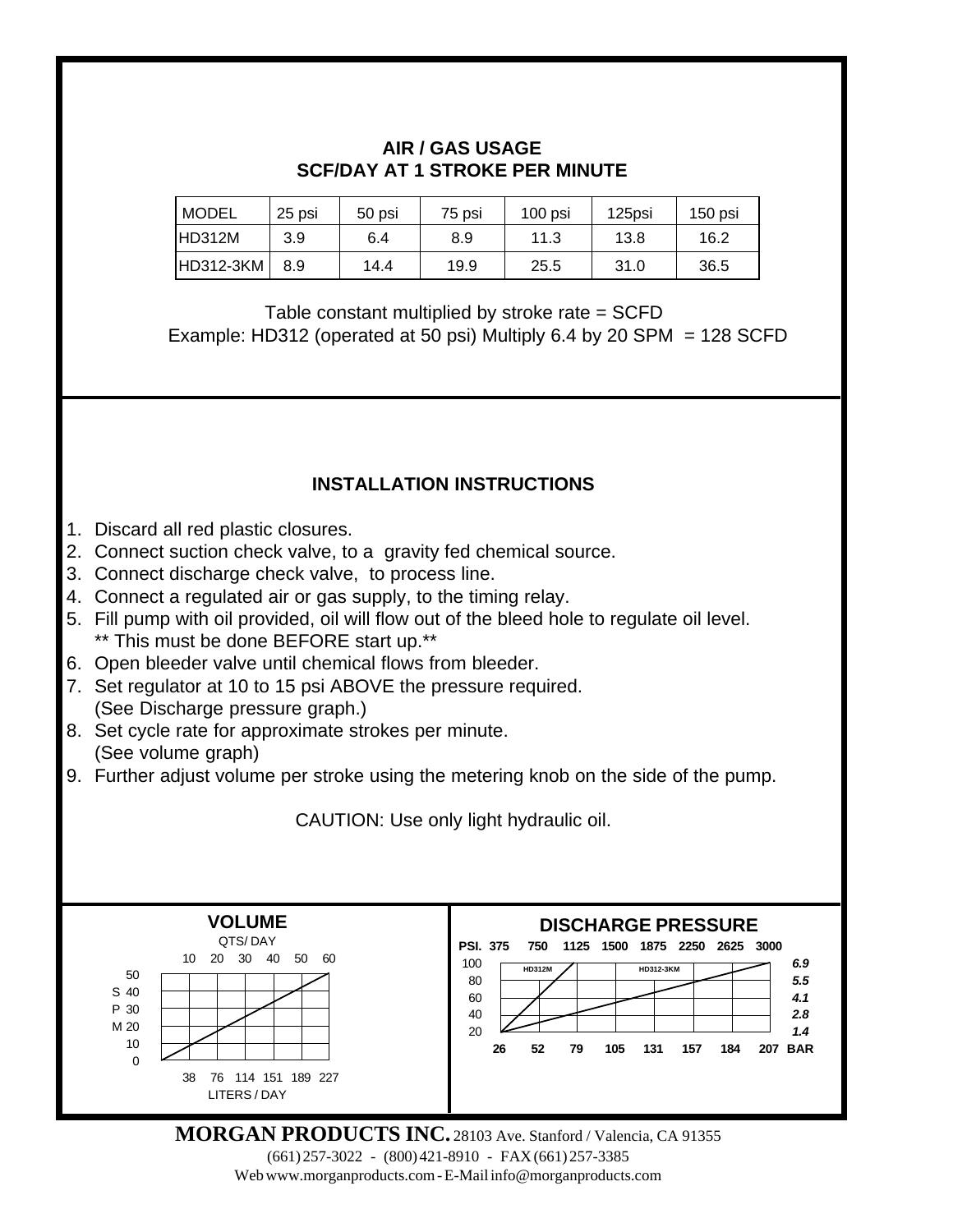## AIR / GAS USAGE
## SCF/DAY AT 1 STROKE PER MINUTE

| MODEL | 25 psi | 50 psi | 75 psi | 100 psi | 125psi | 150 psi |
|---|---|---|---|---|---|---|
| HD312M | 3.9 | 6.4 | 8.9 | 11.3 | 13.8 | 16.2 |
| HD312-3KM | 8.9 | 14.4 | 19.9 | 25.5 | 31.0 | 36.5 |

Table constant multiplied by stroke rate = SCFD
Example: HD312 (operated at 50 psi) Multiply 6.4 by 20 SPM = 128 SCFD

## INSTALLATION INSTRUCTIONS

1. Discard all red plastic closures.
2. Connect suction check valve, to a gravity fed chemical source.
3. Connect discharge check valve, to process line.
4. Connect a regulated air or gas supply, to the timing relay.
5. Fill pump with oil provided, oil will flow out of the bleed hole to regulate oil level.
   ** This must be done BEFORE start up.**
6. Open bleeder valve until chemical flows from bleeder.
7. Set regulator at 10 to 15 psi ABOVE the pressure required.
   (See Discharge pressure graph.)
8. Set cycle rate for approximate strokes per minute.
   (See volume graph)
9. Further adjust volume per stroke using the metering knob on the side of the pump.

CAUTION: Use only light hydraulic oil.

**VOLUME**

QTS/ DAY

10 20 30 40 50 60

SPM

50 40 30 20 10 0

38 76 114 151 189 227

LITERS / DAY

**DISCHARGE PRESSURE**

PSI. 375 750 1125 1500 1875 2250 2625 3000

100 80 60 40 20

HD312M

HD312-3KM

*6.9* *5.5* *4.1* *2.8* *1.4*

26 52 79 105 131 157 184 207 BAR

**MORGAN PRODUCTS INC.** 28103 Ave. Stanford / Valencia, CA 91355
(661) 257-3022 - (800) 421-8910 - FAX (661) 257-3385
Web www.morganproducts.com - E-Mail info@morganproducts.com